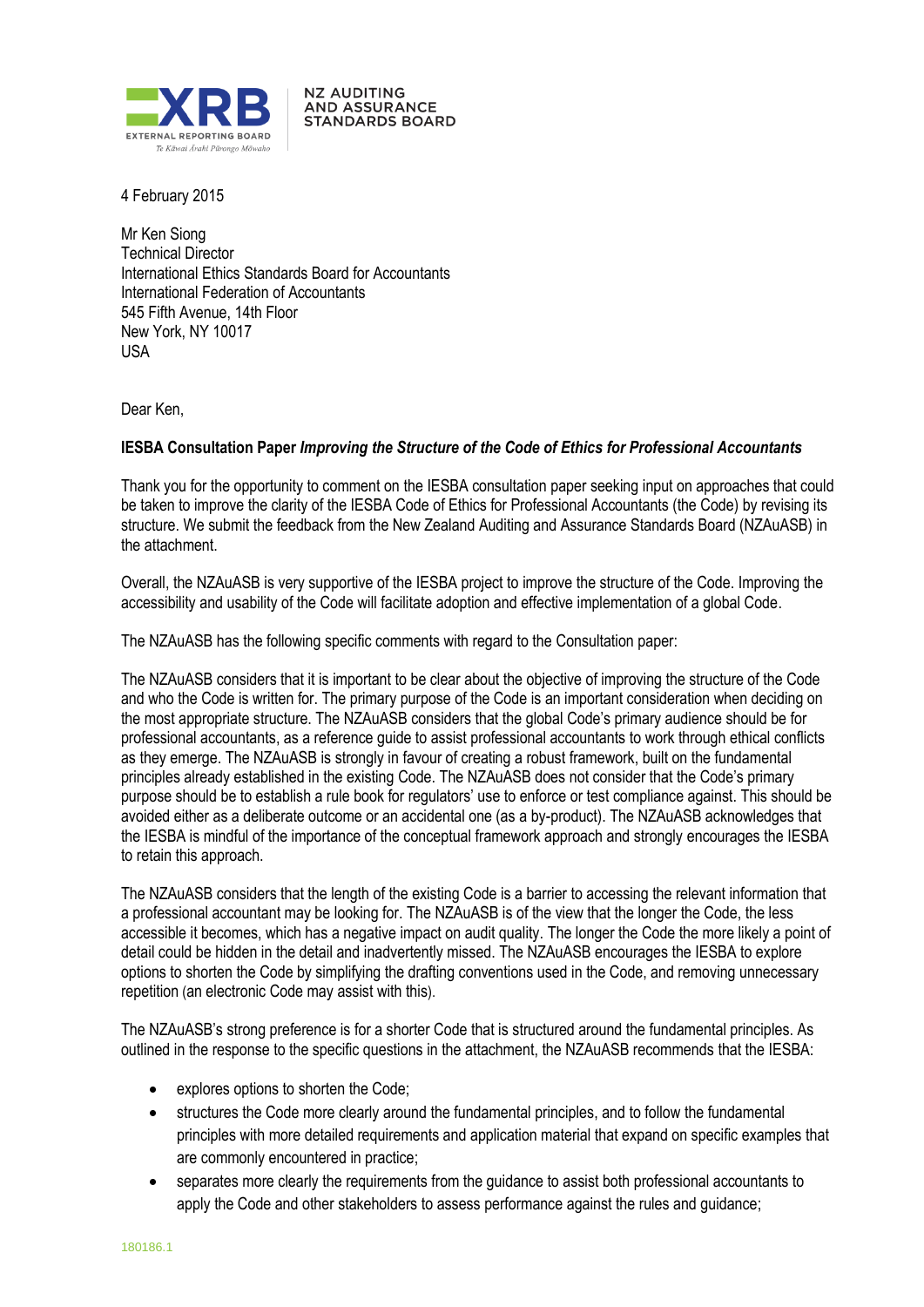XRB EXTERNAL REPORTING BOARD Te Kāwai Ārahi Pūrongo Mōwaho | NZ AUDITING AND ASSURANCE STANDARDS BOARD

4 February 2015

Mr Ken Siong
Technical Director
International Ethics Standards Board for Accountants
International Federation of Accountants
545 Fifth Avenue, 14th Floor
New York, NY 10017
USA

Dear Ken,

**IESBA Consultation Paper *Improving the Structure of the Code of Ethics for Professional Accountants***

Thank you for the opportunity to comment on the IESBA consultation paper seeking input on approaches that could be taken to improve the clarity of the IESBA Code of Ethics for Professional Accountants (the Code) by revising its structure. We submit the feedback from the New Zealand Auditing and Assurance Standards Board (NZAuASB) in the attachment.

Overall, the NZAuASB is very supportive of the IESBA project to improve the structure of the Code. Improving the accessibility and usability of the Code will facilitate adoption and effective implementation of a global Code.

The NZAuASB has the following specific comments with regard to the Consultation paper:

The NZAuASB considers that it is important to be clear about the objective of improving the structure of the Code and who the Code is written for. The primary purpose of the Code is an important consideration when deciding on the most appropriate structure. The NZAuASB considers that the global Code's primary audience should be for professional accountants, as a reference guide to assist professional accountants to work through ethical conflicts as they emerge. The NZAuASB is strongly in favour of creating a robust framework, built on the fundamental principles already established in the existing Code. The NZAuASB does not consider that the Code's primary purpose should be to establish a rule book for regulators' use to enforce or test compliance against. This should be avoided either as a deliberate outcome or an accidental one (as a by-product). The NZAuASB acknowledges that the IESBA is mindful of the importance of the conceptual framework approach and strongly encourages the IESBA to retain this approach.

The NZAuASB considers that the length of the existing Code is a barrier to accessing the relevant information that a professional accountant may be looking for. The NZAuASB is of the view that the longer the Code, the less accessible it becomes, which has a negative impact on audit quality. The longer the Code the more likely a point of detail could be hidden in the detail and inadvertently missed. The NZAuASB encourages the IESBA to explore options to shorten the Code by simplifying the drafting conventions used in the Code, and removing unnecessary repetition (an electronic Code may assist with this).

The NZAuASB's strong preference is for a shorter Code that is structured around the fundamental principles. As outlined in the response to the specific questions in the attachment, the NZAuASB recommends that the IESBA:

- explores options to shorten the Code;
- structures the Code more clearly around the fundamental principles, and to follow the fundamental principles with more detailed requirements and application material that expand on specific examples that are commonly encountered in practice;
- separates more clearly the requirements from the guidance to assist both professional accountants to apply the Code and other stakeholders to assess performance against the rules and guidance;

180186.1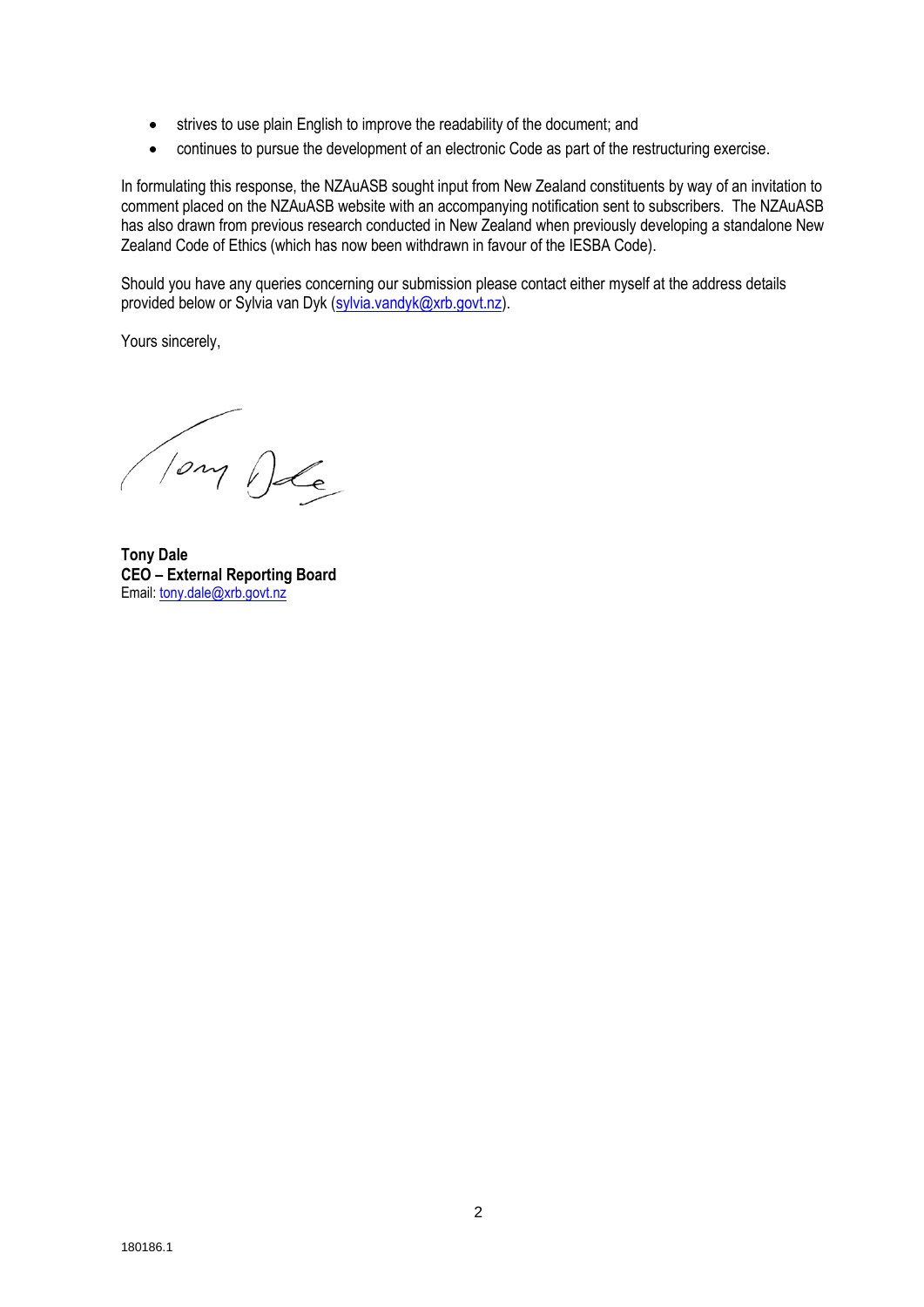- strives to use plain English to improve the readability of the document; and
- continues to pursue the development of an electronic Code as part of the restructuring exercise.

In formulating this response, the NZAuASB sought input from New Zealand constituents by way of an invitation to comment placed on the NZAuASB website with an accompanying notification sent to subscribers. The NZAuASB has also drawn from previous research conducted in New Zealand when previously developing a standalone New Zealand Code of Ethics (which has now been withdrawn in favour of the IESBA Code).

Should you have any queries concerning our submission please contact either myself at the address details provided below or Sylvia van Dyk (sylvia.vandyk@xrb.govt.nz).

Yours sincerely,

**Tony Dale**
**CEO – External Reporting Board**
Email: tony.dale@xrb.govt.nz

180186.1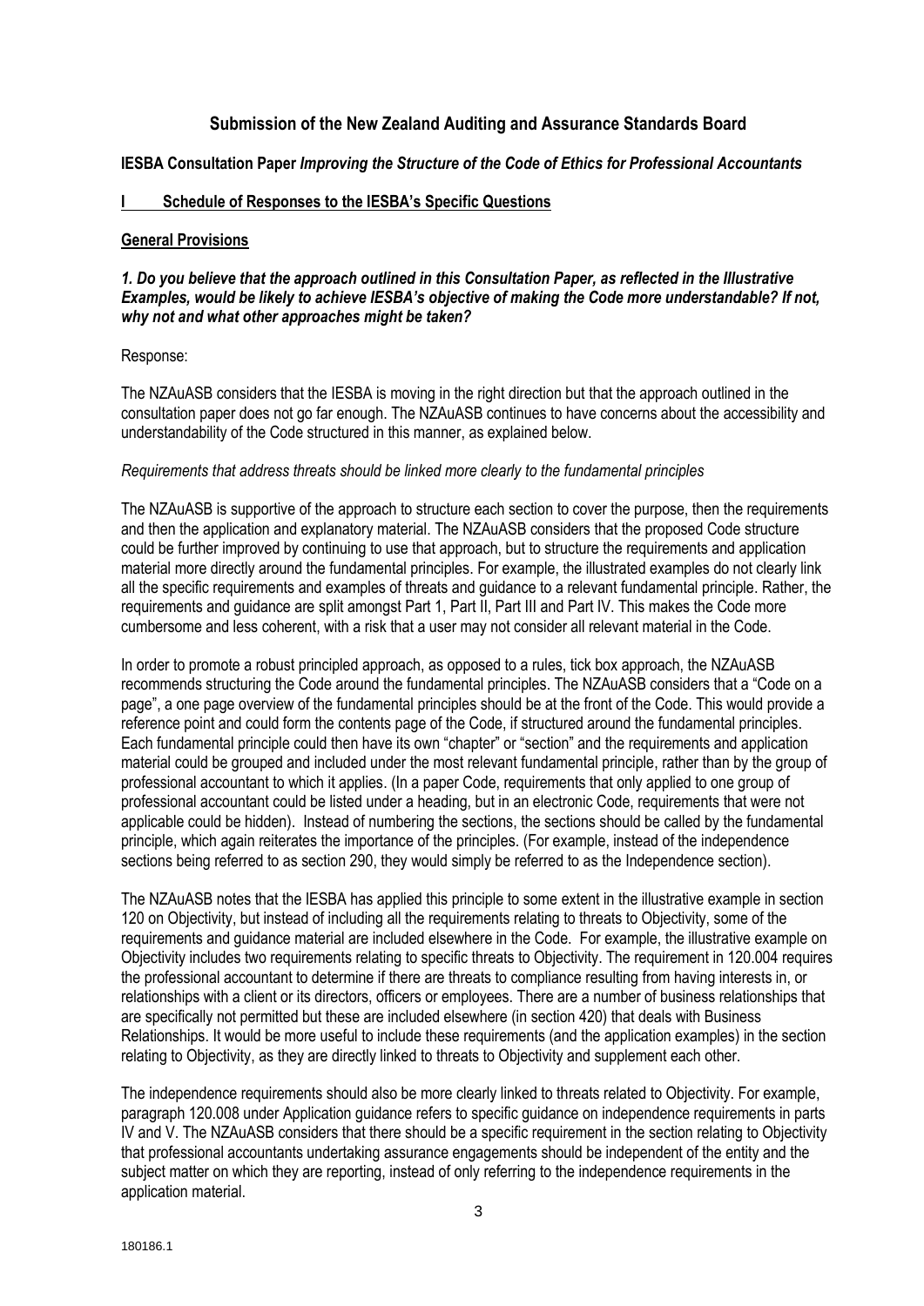## Submission of the New Zealand Auditing and Assurance Standards Board

**IESBA Consultation Paper *Improving the Structure of the Code of Ethics for Professional Accountants***

### I Schedule of Responses to the IESBA's Specific Questions

#### General Provisions

***1. Do you believe that the approach outlined in this Consultation Paper, as reflected in the Illustrative Examples, would be likely to achieve IESBA's objective of making the Code more understandable? If not, why not and what other approaches might be taken?***

Response:

The NZAuASB considers that the IESBA is moving in the right direction but that the approach outlined in the consultation paper does not go far enough. The NZAuASB continues to have concerns about the accessibility and understandability of the Code structured in this manner, as explained below.

*Requirements that address threats should be linked more clearly to the fundamental principles*

The NZAuASB is supportive of the approach to structure each section to cover the purpose, then the requirements and then the application and explanatory material. The NZAuASB considers that the proposed Code structure could be further improved by continuing to use that approach, but to structure the requirements and application material more directly around the fundamental principles. For example, the illustrated examples do not clearly link all the specific requirements and examples of threats and guidance to a relevant fundamental principle. Rather, the requirements and guidance are split amongst Part 1, Part II, Part III and Part IV. This makes the Code more cumbersome and less coherent, with a risk that a user may not consider all relevant material in the Code.

In order to promote a robust principled approach, as opposed to a rules, tick box approach, the NZAuASB recommends structuring the Code around the fundamental principles. The NZAuASB considers that a "Code on a page", a one page overview of the fundamental principles should be at the front of the Code. This would provide a reference point and could form the contents page of the Code, if structured around the fundamental principles. Each fundamental principle could then have its own "chapter" or "section" and the requirements and application material could be grouped and included under the most relevant fundamental principle, rather than by the group of professional accountant to which it applies. (In a paper Code, requirements that only applied to one group of professional accountant could be listed under a heading, but in an electronic Code, requirements that were not applicable could be hidden). Instead of numbering the sections, the sections should be called by the fundamental principle, which again reiterates the importance of the principles. (For example, instead of the independence sections being referred to as section 290, they would simply be referred to as the Independence section).

The NZAuASB notes that the IESBA has applied this principle to some extent in the illustrative example in section 120 on Objectivity, but instead of including all the requirements relating to threats to Objectivity, some of the requirements and guidance material are included elsewhere in the Code. For example, the illustrative example on Objectivity includes two requirements relating to specific threats to Objectivity. The requirement in 120.004 requires the professional accountant to determine if there are threats to compliance resulting from having interests in, or relationships with a client or its directors, officers or employees. There are a number of business relationships that are specifically not permitted but these are included elsewhere (in section 420) that deals with Business Relationships. It would be more useful to include these requirements (and the application examples) in the section relating to Objectivity, as they are directly linked to threats to Objectivity and supplement each other.

The independence requirements should also be more clearly linked to threats related to Objectivity. For example, paragraph 120.008 under Application guidance refers to specific guidance on independence requirements in parts IV and V. The NZAuASB considers that there should be a specific requirement in the section relating to Objectivity that professional accountants undertaking assurance engagements should be independent of the entity and the subject matter on which they are reporting, instead of only referring to the independence requirements in the application material.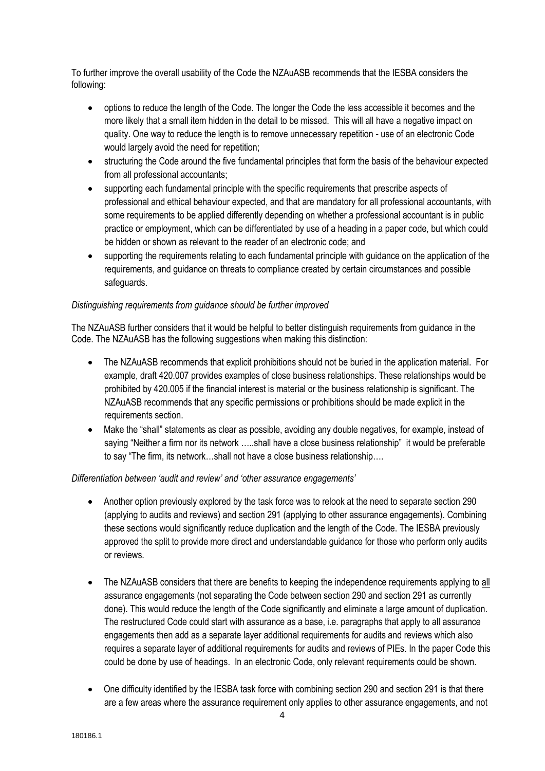To further improve the overall usability of the Code the NZAuASB recommends that the IESBA considers the following:

- options to reduce the length of the Code. The longer the Code the less accessible it becomes and the more likely that a small item hidden in the detail to be missed. This will all have a negative impact on quality. One way to reduce the length is to remove unnecessary repetition - use of an electronic Code would largely avoid the need for repetition;
- structuring the Code around the five fundamental principles that form the basis of the behaviour expected from all professional accountants;
- supporting each fundamental principle with the specific requirements that prescribe aspects of professional and ethical behaviour expected, and that are mandatory for all professional accountants, with some requirements to be applied differently depending on whether a professional accountant is in public practice or employment, which can be differentiated by use of a heading in a paper code, but which could be hidden or shown as relevant to the reader of an electronic code; and
- supporting the requirements relating to each fundamental principle with guidance on the application of the requirements, and guidance on threats to compliance created by certain circumstances and possible safeguards.

*Distinguishing requirements from guidance should be further improved*

The NZAuASB further considers that it would be helpful to better distinguish requirements from guidance in the Code. The NZAuASB has the following suggestions when making this distinction:

- The NZAuASB recommends that explicit prohibitions should not be buried in the application material. For example, draft 420.007 provides examples of close business relationships. These relationships would be prohibited by 420.005 if the financial interest is material or the business relationship is significant. The NZAuASB recommends that any specific permissions or prohibitions should be made explicit in the requirements section.
- Make the "shall" statements as clear as possible, avoiding any double negatives, for example, instead of saying "Neither a firm nor its network …..shall have a close business relationship" it would be preferable to say "The firm, its network…shall not have a close business relationship….

*Differentiation between 'audit and review' and 'other assurance engagements'*

- Another option previously explored by the task force was to relook at the need to separate section 290 (applying to audits and reviews) and section 291 (applying to other assurance engagements). Combining these sections would significantly reduce duplication and the length of the Code. The IESBA previously approved the split to provide more direct and understandable guidance for those who perform only audits or reviews.
- The NZAuASB considers that there are benefits to keeping the independence requirements applying to all assurance engagements (not separating the Code between section 290 and section 291 as currently done). This would reduce the length of the Code significantly and eliminate a large amount of duplication. The restructured Code could start with assurance as a base, i.e. paragraphs that apply to all assurance engagements then add as a separate layer additional requirements for audits and reviews which also requires a separate layer of additional requirements for audits and reviews of PIEs. In the paper Code this could be done by use of headings. In an electronic Code, only relevant requirements could be shown.
- One difficulty identified by the IESBA task force with combining section 290 and section 291 is that there are a few areas where the assurance requirement only applies to other assurance engagements, and not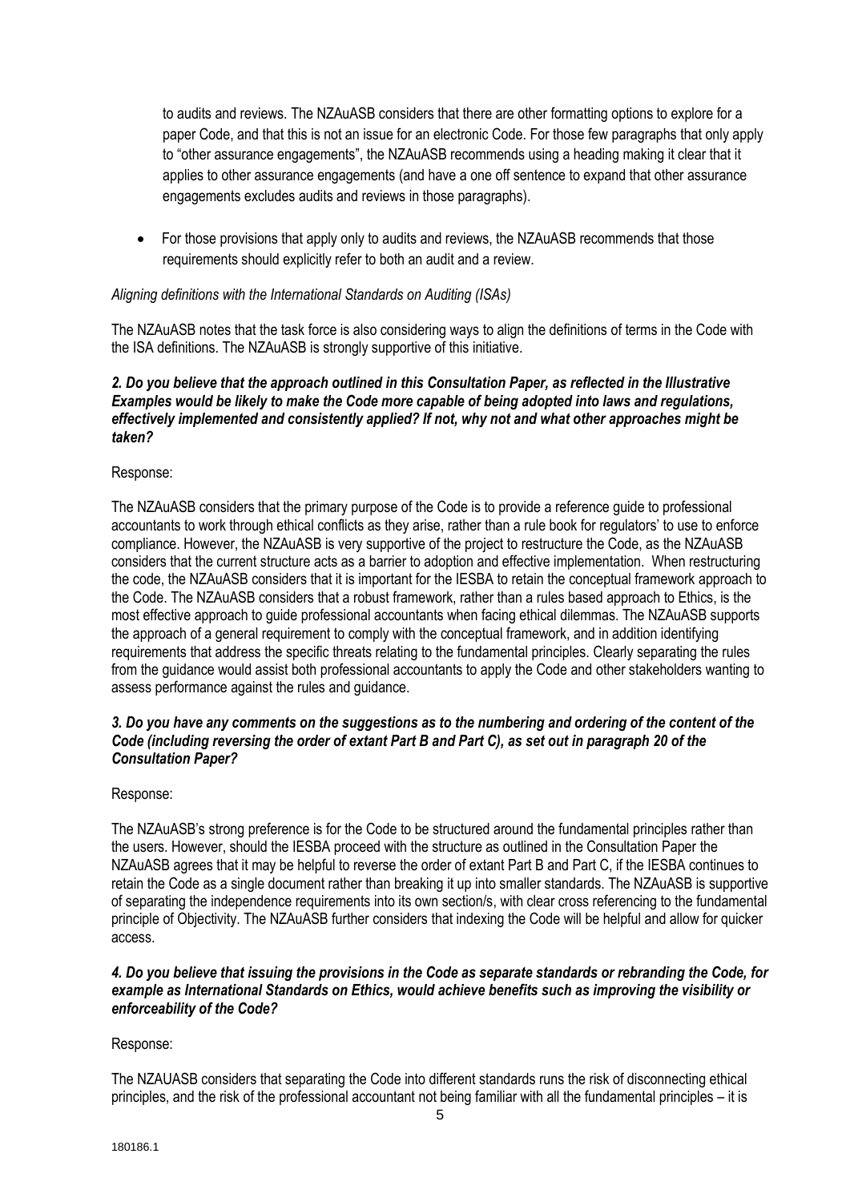to audits and reviews. The NZAuASB considers that there are other formatting options to explore for a paper Code, and that this is not an issue for an electronic Code. For those few paragraphs that only apply to "other assurance engagements", the NZAuASB recommends using a heading making it clear that it applies to other assurance engagements (and have a one off sentence to expand that other assurance engagements excludes audits and reviews in those paragraphs).

- For those provisions that apply only to audits and reviews, the NZAuASB recommends that those requirements should explicitly refer to both an audit and a review.

*Aligning definitions with the International Standards on Auditing (ISAs)*

The NZAuASB notes that the task force is also considering ways to align the definitions of terms in the Code with the ISA definitions. The NZAuASB is strongly supportive of this initiative.

***2. Do you believe that the approach outlined in this Consultation Paper, as reflected in the Illustrative Examples would be likely to make the Code more capable of being adopted into laws and regulations, effectively implemented and consistently applied? If not, why not and what other approaches might be taken?***

Response:

The NZAuASB considers that the primary purpose of the Code is to provide a reference guide to professional accountants to work through ethical conflicts as they arise, rather than a rule book for regulators' to use to enforce compliance. However, the NZAuASB is very supportive of the project to restructure the Code, as the NZAuASB considers that the current structure acts as a barrier to adoption and effective implementation. When restructuring the code, the NZAuASB considers that it is important for the IESBA to retain the conceptual framework approach to the Code. The NZAuASB considers that a robust framework, rather than a rules based approach to Ethics, is the most effective approach to guide professional accountants when facing ethical dilemmas. The NZAuASB supports the approach of a general requirement to comply with the conceptual framework, and in addition identifying requirements that address the specific threats relating to the fundamental principles. Clearly separating the rules from the guidance would assist both professional accountants to apply the Code and other stakeholders wanting to assess performance against the rules and guidance.

***3. Do you have any comments on the suggestions as to the numbering and ordering of the content of the Code (including reversing the order of extant Part B and Part C), as set out in paragraph 20 of the Consultation Paper?***

Response:

The NZAuASB's strong preference is for the Code to be structured around the fundamental principles rather than the users. However, should the IESBA proceed with the structure as outlined in the Consultation Paper the NZAuASB agrees that it may be helpful to reverse the order of extant Part B and Part C, if the IESBA continues to retain the Code as a single document rather than breaking it up into smaller standards. The NZAuASB is supportive of separating the independence requirements into its own section/s, with clear cross referencing to the fundamental principle of Objectivity. The NZAuASB further considers that indexing the Code will be helpful and allow for quicker access.

***4. Do you believe that issuing the provisions in the Code as separate standards or rebranding the Code, for example as International Standards on Ethics, would achieve benefits such as improving the visibility or enforceability of the Code?***

Response:

The NZAUASB considers that separating the Code into different standards runs the risk of disconnecting ethical principles, and the risk of the professional accountant not being familiar with all the fundamental principles – it is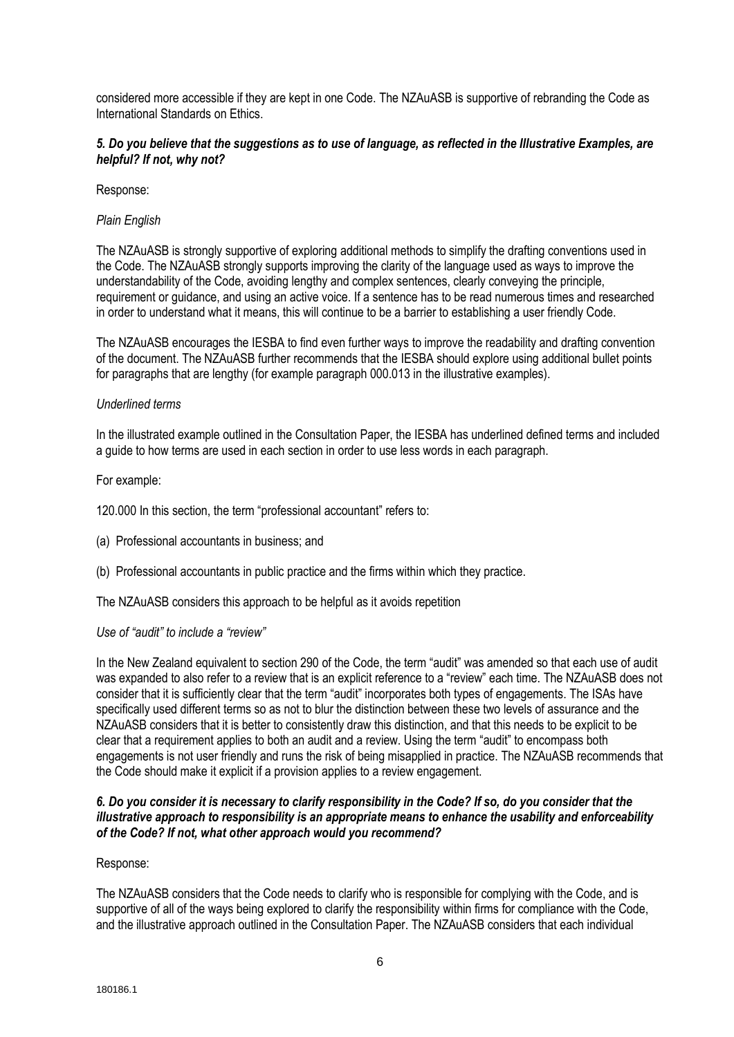considered more accessible if they are kept in one Code. The NZAuASB is supportive of rebranding the Code as International Standards on Ethics.

***5. Do you believe that the suggestions as to use of language, as reflected in the Illustrative Examples, are helpful? If not, why not?***

Response:

*Plain English*

The NZAuASB is strongly supportive of exploring additional methods to simplify the drafting conventions used in the Code. The NZAuASB strongly supports improving the clarity of the language used as ways to improve the understandability of the Code, avoiding lengthy and complex sentences, clearly conveying the principle, requirement or guidance, and using an active voice. If a sentence has to be read numerous times and researched in order to understand what it means, this will continue to be a barrier to establishing a user friendly Code.

The NZAuASB encourages the IESBA to find even further ways to improve the readability and drafting convention of the document. The NZAuASB further recommends that the IESBA should explore using additional bullet points for paragraphs that are lengthy (for example paragraph 000.013 in the illustrative examples).

*Underlined terms*

In the illustrated example outlined in the Consultation Paper, the IESBA has underlined defined terms and included a guide to how terms are used in each section in order to use less words in each paragraph.

For example:

120.000 In this section, the term "professional accountant" refers to:

(a) Professional accountants in business; and

(b) Professional accountants in public practice and the firms within which they practice.

The NZAuASB considers this approach to be helpful as it avoids repetition

*Use of "audit" to include a "review"*

In the New Zealand equivalent to section 290 of the Code, the term "audit" was amended so that each use of audit was expanded to also refer to a review that is an explicit reference to a "review" each time. The NZAuASB does not consider that it is sufficiently clear that the term "audit" incorporates both types of engagements. The ISAs have specifically used different terms so as not to blur the distinction between these two levels of assurance and the NZAuASB considers that it is better to consistently draw this distinction, and that this needs to be explicit to be clear that a requirement applies to both an audit and a review. Using the term "audit" to encompass both engagements is not user friendly and runs the risk of being misapplied in practice. The NZAuASB recommends that the Code should make it explicit if a provision applies to a review engagement.

***6. Do you consider it is necessary to clarify responsibility in the Code? If so, do you consider that the illustrative approach to responsibility is an appropriate means to enhance the usability and enforceability of the Code? If not, what other approach would you recommend?***

Response:

The NZAuASB considers that the Code needs to clarify who is responsible for complying with the Code, and is supportive of all of the ways being explored to clarify the responsibility within firms for compliance with the Code, and the illustrative approach outlined in the Consultation Paper. The NZAuASB considers that each individual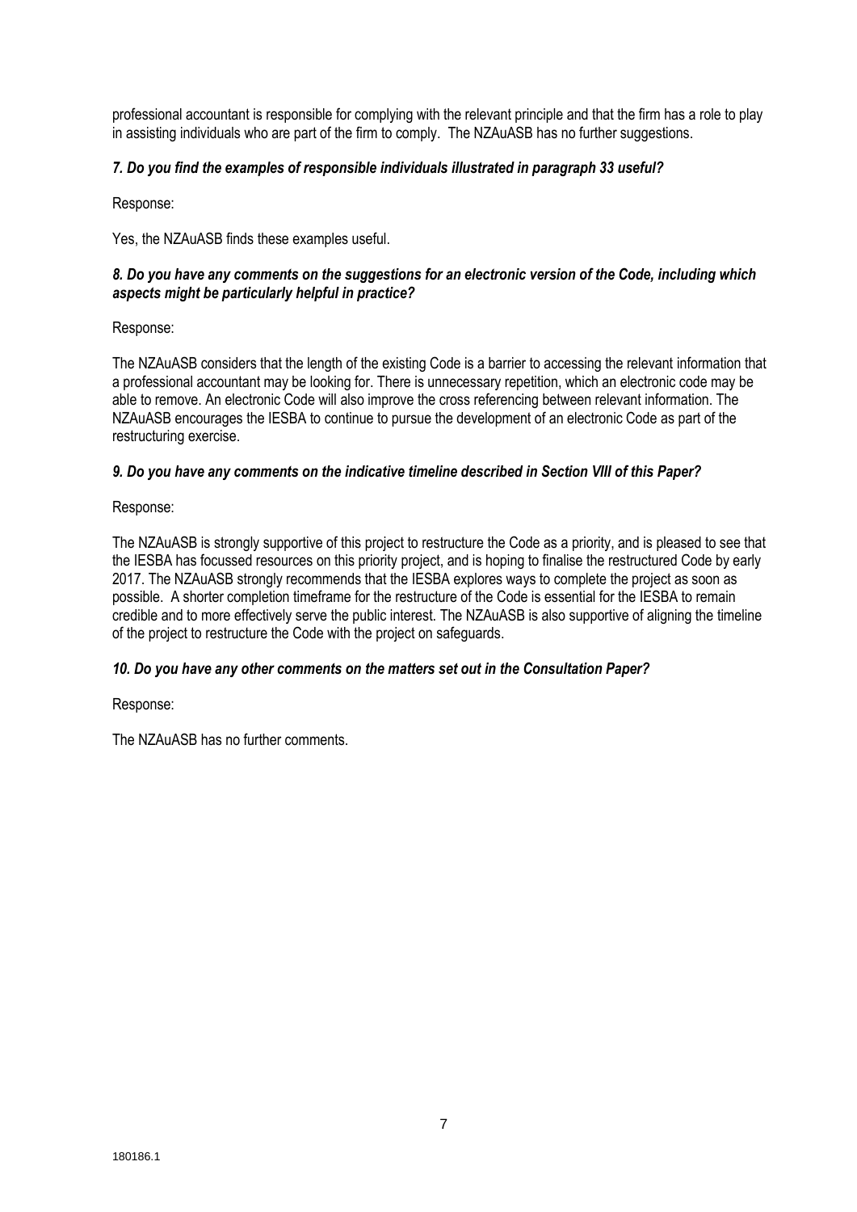professional accountant is responsible for complying with the relevant principle and that the firm has a role to play in assisting individuals who are part of the firm to comply. The NZAuASB has no further suggestions.

***7. Do you find the examples of responsible individuals illustrated in paragraph 33 useful?***

Response:

Yes, the NZAuASB finds these examples useful.

***8. Do you have any comments on the suggestions for an electronic version of the Code, including which aspects might be particularly helpful in practice?***

Response:

The NZAuASB considers that the length of the existing Code is a barrier to accessing the relevant information that a professional accountant may be looking for. There is unnecessary repetition, which an electronic code may be able to remove. An electronic Code will also improve the cross referencing between relevant information. The NZAuASB encourages the IESBA to continue to pursue the development of an electronic Code as part of the restructuring exercise.

***9. Do you have any comments on the indicative timeline described in Section VIII of this Paper?***

Response:

The NZAuASB is strongly supportive of this project to restructure the Code as a priority, and is pleased to see that the IESBA has focussed resources on this priority project, and is hoping to finalise the restructured Code by early 2017. The NZAuASB strongly recommends that the IESBA explores ways to complete the project as soon as possible. A shorter completion timeframe for the restructure of the Code is essential for the IESBA to remain credible and to more effectively serve the public interest. The NZAuASB is also supportive of aligning the timeline of the project to restructure the Code with the project on safeguards.

***10. Do you have any other comments on the matters set out in the Consultation Paper?***

Response:

The NZAuASB has no further comments.

180186.1